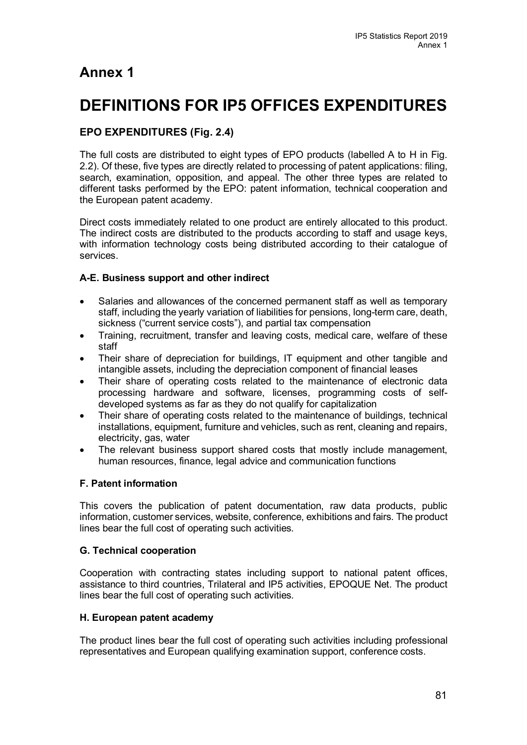# Annex 1

# DEFINITIONS FOR IP5 OFFICES EXPENDITURES

## EPO EXPENDITURES (Fig. 2.4)

The full costs are distributed to eight types of EPO products (labelled A to H in Fig. 2.2). Of these, five types are directly related to processing of patent applications: filing, search, examination, opposition, and appeal. The other three types are related to different tasks performed by the EPO: patent information, technical cooperation and the European patent academy.

Direct costs immediately related to one product are entirely allocated to this product. The indirect costs are distributed to the products according to staff and usage keys, with information technology costs being distributed according to their catalogue of services.

### A-E. Business support and other indirect

- Salaries and allowances of the concerned permanent staff as well as temporary staff, including the yearly variation of liabilities for pensions, long-term care, death, sickness ("current service costs"), and partial tax compensation
- Training, recruitment, transfer and leaving costs, medical care, welfare of these staff
- Their share of depreciation for buildings, IT equipment and other tangible and intangible assets, including the depreciation component of financial leases
- Their share of operating costs related to the maintenance of electronic data processing hardware and software, licenses, programming costs of self-developed systems as far as they do not qualify for capitalization
- Their share of operating costs related to the maintenance of buildings, technical installations, equipment, furniture and vehicles, such as rent, cleaning and repairs, electricity, gas, water
- The relevant business support shared costs that mostly include management, human resources, finance, legal advice and communication functions

### F. Patent information

This covers the publication of patent documentation, raw data products, public information, customer services, website, conference, exhibitions and fairs. The product lines bear the full cost of operating such activities.

### G. Technical cooperation

Cooperation with contracting states including support to national patent offices, assistance to third countries, Trilateral and IP5 activities, EPOQUE Net. The product lines bear the full cost of operating such activities.

### H. European patent academy

The product lines bear the full cost of operating such activities including professional representatives and European qualifying examination support, conference costs.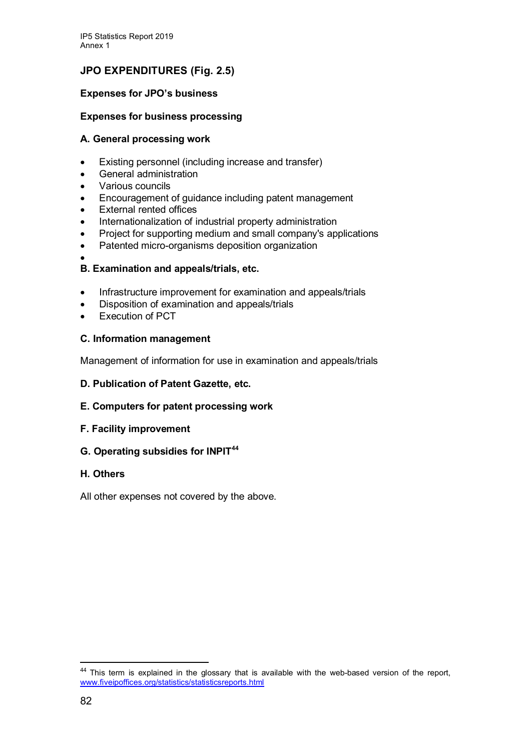## JPO EXPENDITURES (Fig. 2.5)

**Expenses for JPO's business**

**Expenses for business processing**

### A. General processing work

- Existing personnel (including increase and transfer)
- General administration
- Various councils
- Encouragement of guidance including patent management
- External rented offices
- Internationalization of industrial property administration
- Project for supporting medium and small company's applications
- Patented micro-organisms deposition organization

### B. Examination and appeals/trials, etc.

- Infrastructure improvement for examination and appeals/trials
- Disposition of examination and appeals/trials
- Execution of PCT

### C. Information management

Management of information for use in examination and appeals/trials

### D. Publication of Patent Gazette, etc.

### E. Computers for patent processing work

### F. Facility improvement

### G. Operating subsidies for INPIT[44]

### H. Others

All other expenses not covered by the above.

[44] This term is explained in the glossary that is available with the web-based version of the report, www.fiveipoffices.org/statistics/statisticsreports.html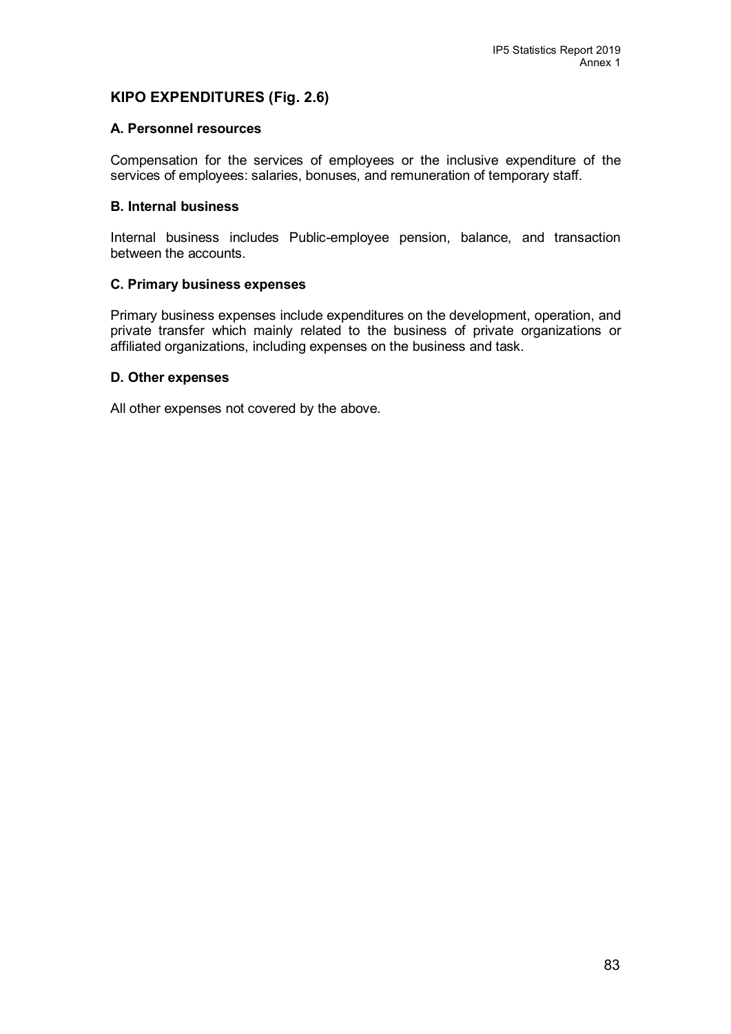## KIPO EXPENDITURES (Fig. 2.6)

### A. Personnel resources

Compensation for the services of employees or the inclusive expenditure of the services of employees: salaries, bonuses, and remuneration of temporary staff.

### B. Internal business

Internal business includes Public-employee pension, balance, and transaction between the accounts.

### C. Primary business expenses

Primary business expenses include expenditures on the development, operation, and private transfer which mainly related to the business of private organizations or affiliated organizations, including expenses on the business and task.

### D. Other expenses

All other expenses not covered by the above.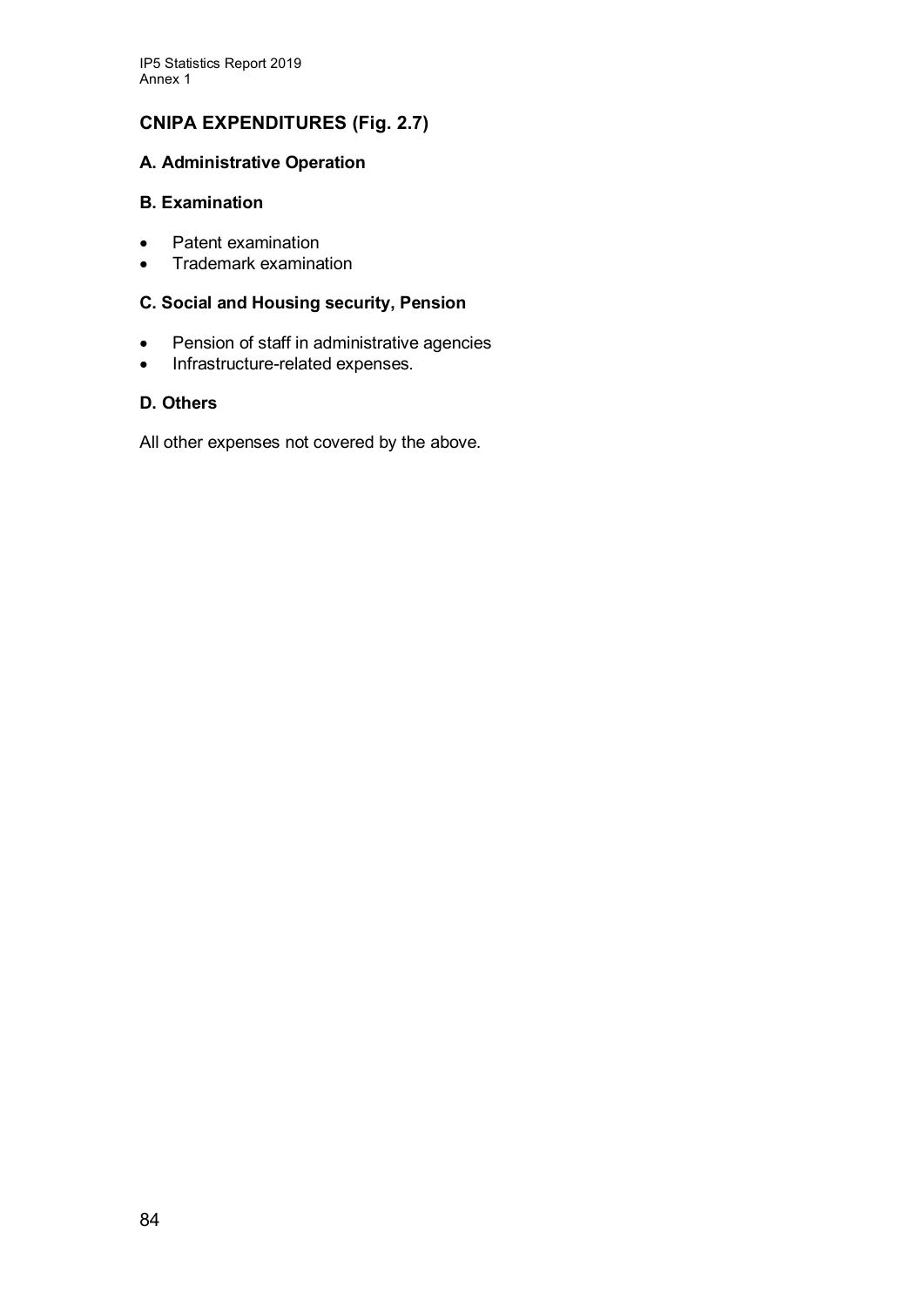## CNIPA EXPENDITURES (Fig. 2.7)

### A. Administrative Operation

### B. Examination

- Patent examination
- Trademark examination

### C. Social and Housing security, Pension

- Pension of staff in administrative agencies
- Infrastructure-related expenses.

### D. Others

All other expenses not covered by the above.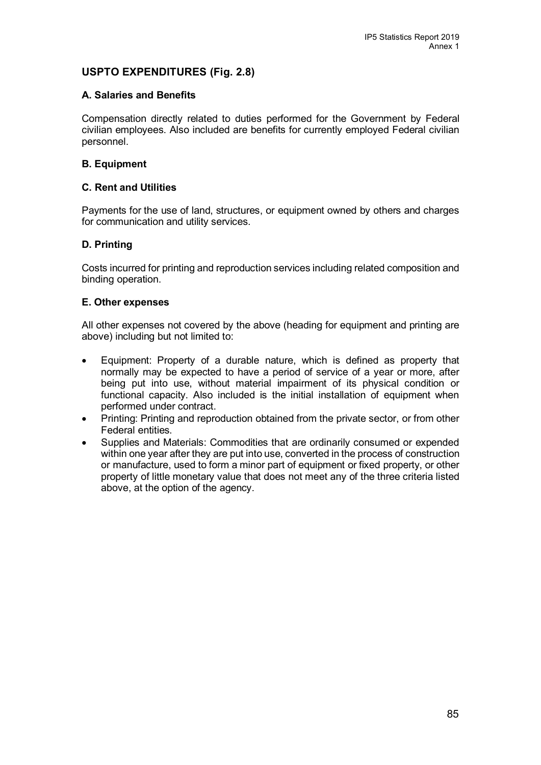## USPTO EXPENDITURES (Fig. 2.8)

### A. Salaries and Benefits

Compensation directly related to duties performed for the Government by Federal civilian employees. Also included are benefits for currently employed Federal civilian personnel.

### B. Equipment

### C. Rent and Utilities

Payments for the use of land, structures, or equipment owned by others and charges for communication and utility services.

### D. Printing

Costs incurred for printing and reproduction services including related composition and binding operation.

### E. Other expenses

All other expenses not covered by the above (heading for equipment and printing are above) including but not limited to:

- Equipment: Property of a durable nature, which is defined as property that normally may be expected to have a period of service of a year or more, after being put into use, without material impairment of its physical condition or functional capacity. Also included is the initial installation of equipment when performed under contract.
- Printing: Printing and reproduction obtained from the private sector, or from other Federal entities.
- Supplies and Materials: Commodities that are ordinarily consumed or expended within one year after they are put into use, converted in the process of construction or manufacture, used to form a minor part of equipment or fixed property, or other property of little monetary value that does not meet any of the three criteria listed above, at the option of the agency.